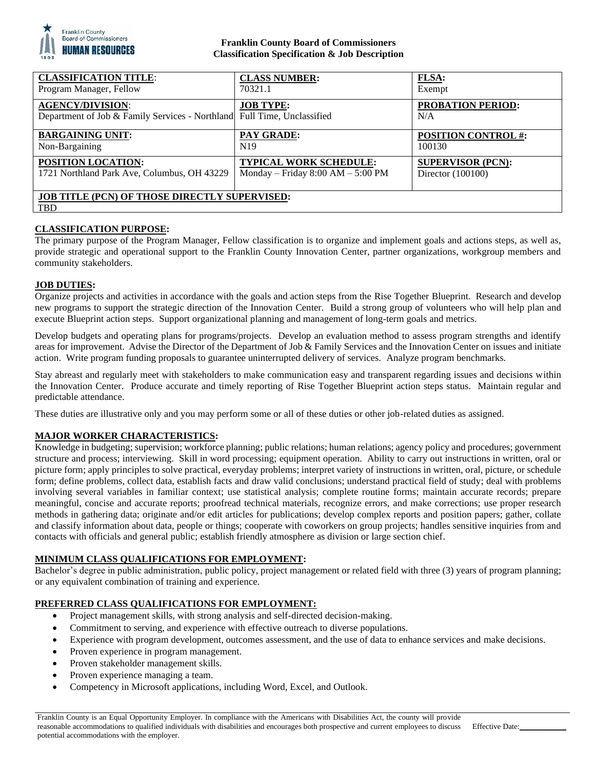**Franklin County Board of Commissioners**
**Classification Specification & Job Description**

| **CLASSIFICATION TITLE**:<br>Program Manager, Fellow | **CLASS NUMBER:**<br>70321.1 | **FLSA:**<br>Exempt |
|---|---|---|
| **AGENCY/DIVISION**:<br>Department of Job & Family Services - Northland | **JOB TYPE:**<br>Full Time, Unclassified | **PROBATION PERIOD:**<br>N/A |
| **BARGAINING UNIT:**<br>Non-Bargaining | **PAY GRADE:**<br>N19 | **POSITION CONTROL #:**<br>100130 |
| **POSITION LOCATION:**<br>1721 Northland Park Ave, Columbus, OH 43229 | **TYPICAL WORK SCHEDULE:**<br>Monday – Friday 8:00 AM – 5:00 PM | **SUPERVISOR (PCN):**<br>Director (100100) |
| **JOB TITLE (PCN) OF THOSE DIRECTLY SUPERVISED:**<br>TBD | | |

## CLASSIFICATION PURPOSE:

The primary purpose of the Program Manager, Fellow classification is to organize and implement goals and actions steps, as well as, provide strategic and operational support to the Franklin County Innovation Center, partner organizations, workgroup members and community stakeholders.

## JOB DUTIES:

Organize projects and activities in accordance with the goals and action steps from the Rise Together Blueprint. Research and develop new programs to support the strategic direction of the Innovation Center. Build a strong group of volunteers who will help plan and execute Blueprint action steps. Support organizational planning and management of long-term goals and metrics.

Develop budgets and operating plans for programs/projects. Develop an evaluation method to assess program strengths and identify areas for improvement. Advise the Director of the Department of Job & Family Services and the Innovation Center on issues and initiate action. Write program funding proposals to guarantee uninterrupted delivery of services. Analyze program benchmarks.

Stay abreast and regularly meet with stakeholders to make communication easy and transparent regarding issues and decisions within the Innovation Center. Produce accurate and timely reporting of Rise Together Blueprint action steps status. Maintain regular and predictable attendance.

These duties are illustrative only and you may perform some or all of these duties or other job-related duties as assigned.

## MAJOR WORKER CHARACTERISTICS:

Knowledge in budgeting; supervision; workforce planning; public relations; human relations; agency policy and procedures; government structure and process; interviewing. Skill in word processing; equipment operation. Ability to carry out instructions in written, oral or picture form; apply principles to solve practical, everyday problems; interpret variety of instructions in written, oral, picture, or schedule form; define problems, collect data, establish facts and draw valid conclusions; understand practical field of study; deal with problems involving several variables in familiar context; use statistical analysis; complete routine forms; maintain accurate records; prepare meaningful, concise and accurate reports; proofread technical materials, recognize errors, and make corrections; use proper research methods in gathering data; originate and/or edit articles for publications; develop complex reports and position papers; gather, collate and classify information about data, people or things; cooperate with coworkers on group projects; handles sensitive inquiries from and contacts with officials and general public; establish friendly atmosphere as division or large section chief.

## MINIMUM CLASS QUALIFICATIONS FOR EMPLOYMENT:

Bachelor's degree in public administration, public policy, project management or related field with three (3) years of program planning; or any equivalent combination of training and experience.

## PREFERRED CLASS QUALIFICATIONS FOR EMPLOYMENT:

- Project management skills, with strong analysis and self-directed decision-making.
- Commitment to serving, and experience with effective outreach to diverse populations.
- Experience with program development, outcomes assessment, and the use of data to enhance services and make decisions.
- Proven experience in program management.
- Proven stakeholder management skills.
- Proven experience managing a team.
- Competency in Microsoft applications, including Word, Excel, and Outlook.

Franklin County is an Equal Opportunity Employer. In compliance with the Americans with Disabilities Act, the county will provide reasonable accommodations to qualified individuals with disabilities and encourages both prospective and current employees to discuss potential accommodations with the employer. Effective Date:___________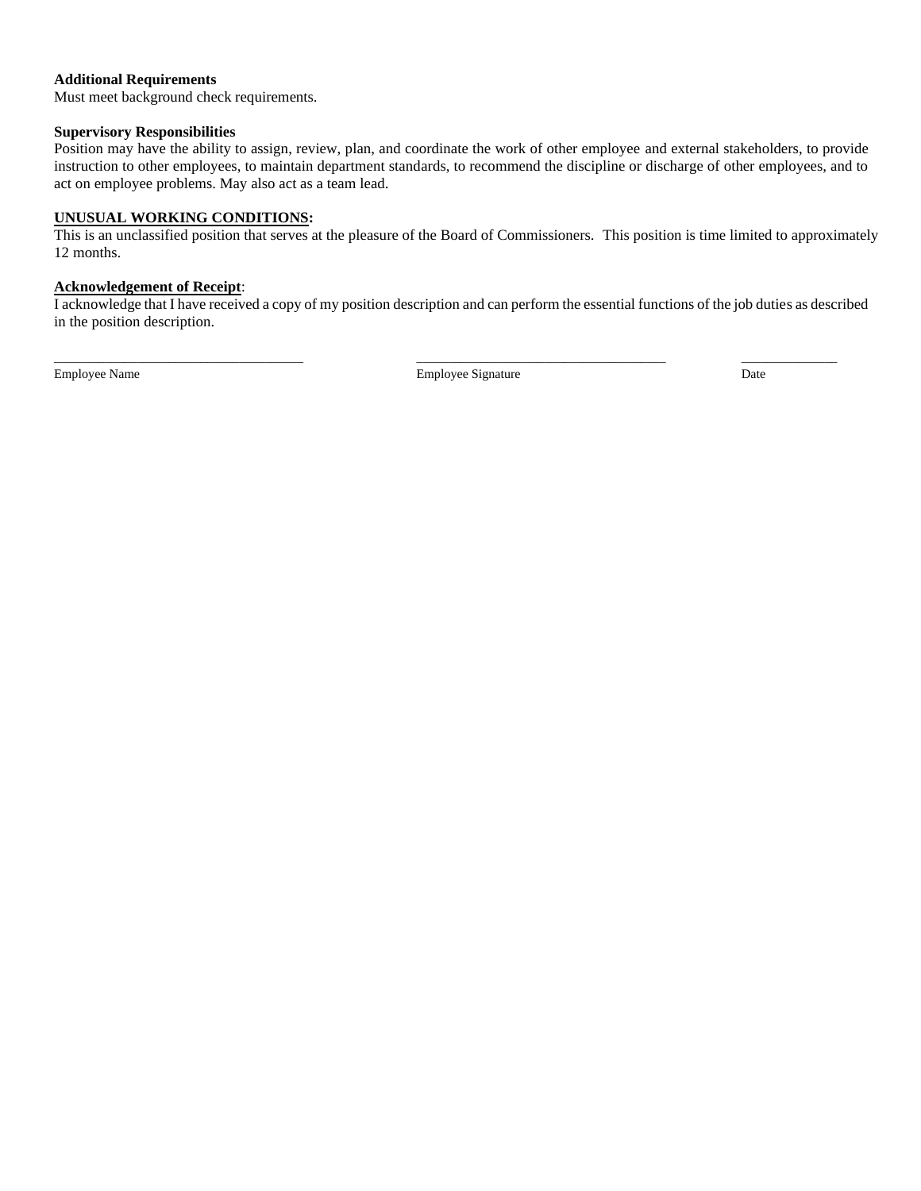**Additional Requirements**
Must meet background check requirements.

**Supervisory Responsibilities**
Position may have the ability to assign, review, plan, and coordinate the work of other employee and external stakeholders, to provide instruction to other employees, to maintain department standards, to recommend the discipline or discharge of other employees, and to act on employee problems. May also act as a team lead.

**UNUSUAL WORKING CONDITIONS:**
This is an unclassified position that serves at the pleasure of the Board of Commissioners. This position is time limited to approximately 12 months.

**Acknowledgement of Receipt**:
I acknowledge that I have received a copy of my position description and can perform the essential functions of the job duties as described in the position description.

| | | |
|---|---|---|
| ____________________________________ | ____________________________________ | ______________ |
| Employee Name | Employee Signature | Date |